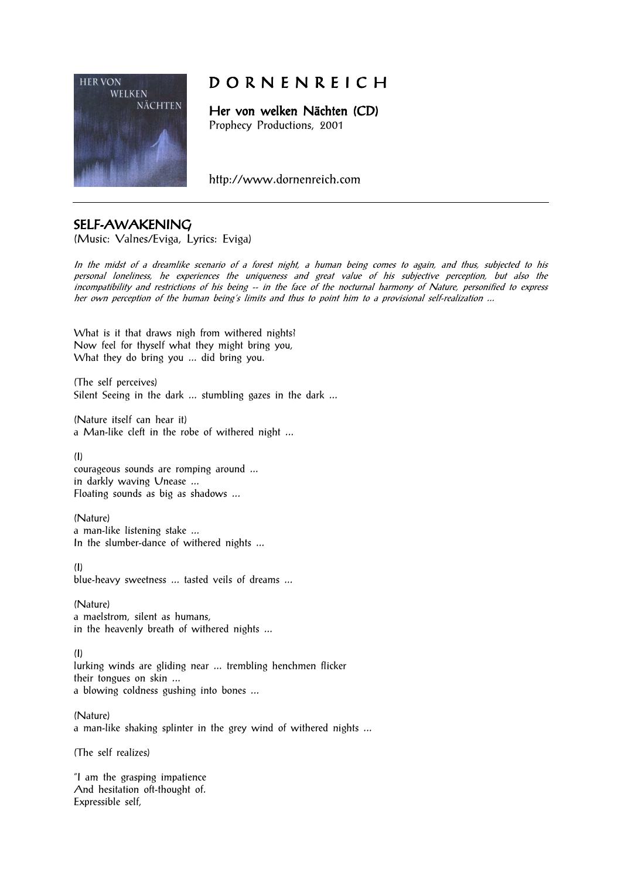# D O R N E N R E I C H

**Her von welken Nächten (CD)**
Prophecy Productions, 2001

http://www.dornenreich.com

---

## SELF-AWAKENING

(Music: Valnes/Eviga, Lyrics: Eviga)

*In the midst of a dreamlike scenario of a forest night, a human being comes to again, and thus, subjected to his personal loneliness, he experiences the uniqueness and great value of his subjective perception, but also the incompatibility and restrictions of his being -- in the face of the nocturnal harmony of Nature, personified to express her own perception of the human being's limits and thus to point him to a provisional self-realization ...*

What is it that draws nigh from withered nights?
Now feel for thyself what they might bring you,
What they do bring you ... did bring you.

(The self perceives)
Silent Seeing in the dark ... stumbling gazes in the dark ...

(Nature itself can hear it)
a Man-like cleft in the robe of withered night ...

(I)
courageous sounds are romping around ...
in darkly waving Unease ...
Floating sounds as big as shadows ...

(Nature)
a man-like listening stake ...
In the slumber-dance of withered nights ...

(I)
blue-heavy sweetness ... tasted veils of dreams ...

(Nature)
a maelstrom, silent as humans,
in the heavenly breath of withered nights ...

(I)
lurking winds are gliding near ... trembling henchmen flicker
their tongues on skin ...
a blowing coldness gushing into bones ...

(Nature)
a man-like shaking splinter in the grey wind of withered nights ...

(The self realizes)

"I am the grasping impatience
And hesitation oft-thought of.
Expressible self,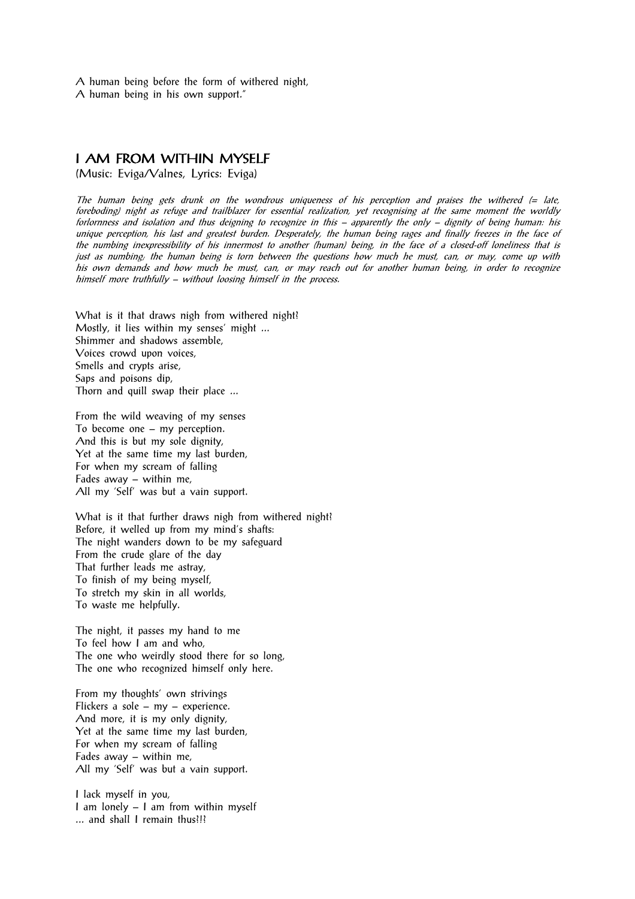A human being before the form of withered night,
A human being in his own support."

## I AM FROM WITHIN MYSELF

(Music: Eviga/Valnes, Lyrics: Eviga)

*The human being gets drunk on the wondrous uniqueness of his perception and praises the withered (= late, foreboding) night as refuge and trailblazer for essential realization, yet recognising at the same moment the worldly forlornness and isolation and thus deigning to recognize in this – apparently the only – dignity of being human: his unique perception, his last and greatest burden. Desperately, the human being rages and finally freezes in the face of the numbing inexpressibility of his innermost to another (human) being, in the face of a closed-off loneliness that is just as numbing; the human being is torn between the questions how much he must, can, or may, come up with his own demands and how much he must, can, or may reach out for another human being, in order to recognize himself more truthfully – without loosing himself in the process.*

What is it that draws nigh from withered night?
Mostly, it lies within my senses' might ...
Shimmer and shadows assemble,
Voices crowd upon voices,
Smells and crypts arise,
Saps and poisons dip,
Thorn and quill swap their place ...

From the wild weaving of my senses
To become one – my perception.
And this is but my sole dignity,
Yet at the same time my last burden,
For when my scream of falling
Fades away – within me,
All my 'Self' was but a vain support.

What is it that further draws nigh from withered night?
Before, it welled up from my mind's shafts:
The night wanders down to be my safeguard
From the crude glare of the day
That further leads me astray,
To finish of my being myself,
To stretch my skin in all worlds,
To waste me helpfully.

The night, it passes my hand to me
To feel how I am and who,
The one who weirdly stood there for so long,
The one who recognized himself only here.

From my thoughts' own strivings
Flickers a sole – my – experience.
And more, it is my only dignity,
Yet at the same time my last burden,
For when my scream of falling
Fades away – within me,
All my 'Self' was but a vain support.

I lack myself in you,
I am lonely – I am from within myself
... and shall I remain thus?!?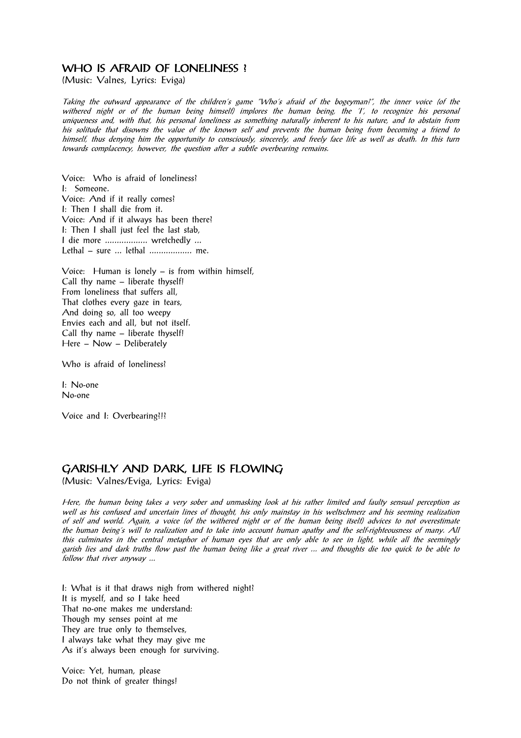## WHO IS AFRAID OF LONELINESS ?

(Music: Valnes, Lyrics: Eviga)

*Taking the outward appearance of the children's game "Who's afraid of the bogeyman!", the inner voice (of the withered night or of the human being himself) implores the human being, the 'I', to recognize his personal uniqueness and, with that, his personal loneliness as something naturally inherent to his nature, and to abstain from his solitude that disowns the value of the known self and prevents the human being from becoming a friend to himself, thus denying him the opportunity to consciously, sincerely, and freely face life as well as death. In this turn towards complacency, however, the question after a subtle overbearing remains.*

Voice: Who is afraid of loneliness!
I: Someone.
Voice: And if it really comes?
I: Then I shall die from it.
Voice: And if it always has been there?
I: Then I shall just feel the last stab,
I die more .................. wretchedly ...
Lethal – sure ... lethal .................. me.

Voice: Human is lonely – is from within himself,
Call thy name – liberate thyself!
From loneliness that suffers all,
That clothes every gaze in tears,
And doing so, all too weepy
Envies each and all, but not itself.
Call thy name – liberate thyself!
Here – Now – Deliberately

Who is afraid of loneliness!

I: No-one
No-one

Voice and I: Overbearing!!?

## GARISHLY AND DARK, LIFE IS FLOWING

(Music: Valnes/Eviga, Lyrics: Eviga)

*Here, the human being takes a very sober and unmasking look at his rather limited and faulty sensual perception as well as his confused and uncertain lines of thought, his only mainstay in his weltschmerz and his seeming realization of self and world. Again, a voice (of the withered night or of the human being itself) advices to not overestimate the human being's will to realization and to take into account human apathy and the self-righteousness of many. All this culminates in the central metaphor of human eyes that are only able to see in light, while all the seemingly garish lies and dark truths flow past the human being like a great river ... and thoughts die too quick to be able to follow that river anyway ...*

I: What is it that draws nigh from withered night?
It is myself, and so I take heed
That no-one makes me understand:
Though my senses point at me
They are true only to themselves,
I always take what they may give me
As it's always been enough for surviving.

Voice: Yet, human, please
Do not think of greater things!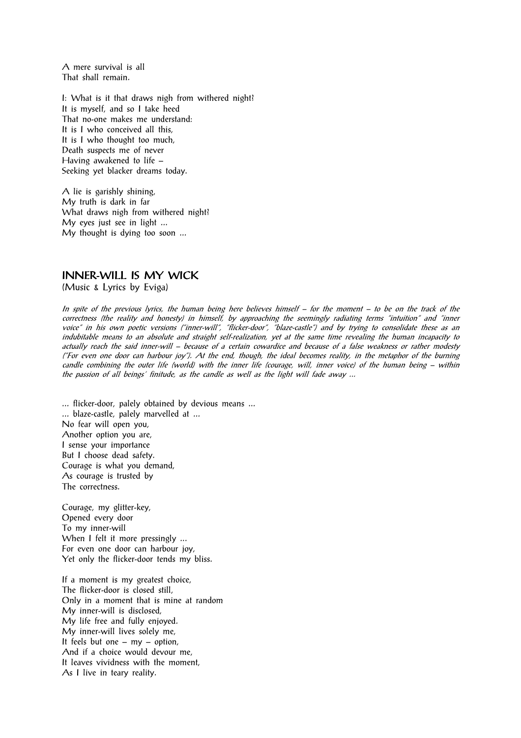A mere survival is all  
That shall remain.

I: What is it that draws nigh from withered night?  
It is myself, and so I take heed  
That no-one makes me understand:  
It is I who conceived all this,  
It is I who thought too much,  
Death suspects me of never  
Having awakened to life –  
Seeking yet blacker dreams today.

A lie is garishly shining,  
My truth is dark in far  
What draws nigh from withered night?  
My eyes just see in light ...  
My thought is dying too soon ...

## INNER-WILL IS MY WICK

(Music & Lyrics by Eviga)

*In spite of the previous lyrics, the human being here believes himself – for the moment – to be on the track of the correctness (the reality and honesty) in himself, by approaching the seemingly radiating terms "intuition" and "inner voice" in his own poetic versions ("inner-will", "flicker-door", "blaze-castle") and by trying to consolidate these as an indubitable means to an absolute and straight self-realization, yet at the same time revealing the human incapacity to actually reach the said inner-will – because of a certain cowardice and because of a false weakness or rather modesty ("For even one door can harbour joy"). At the end, though, the ideal becomes reality, in the metaphor of the burning candle combining the outer life (world) with the inner life (courage, will, inner voice) of the human being – within the passion of all beings' finitude, as the candle as well as the light will fade away ...*

... flicker-door, palely obtained by devious means ...  
... blaze-castle, palely marvelled at ...  
No fear will open you,  
Another option you are,  
I sense your importance  
But I choose dead safety.  
Courage is what you demand,  
As courage is trusted by  
The correctness.

Courage, my glitter-key,  
Opened every door  
To my inner-will  
When I felt it more pressingly ...  
For even one door can harbour joy,  
Yet only the flicker-door tends my bliss.

If a moment is my greatest choice,  
The flicker-door is closed still,  
Only in a moment that is mine at random  
My inner-will is disclosed,  
My life free and fully enjoyed.  
My inner-will lives solely me,  
It feels but one – my – option,  
And if a choice would devour me,  
It leaves vividness with the moment,  
As I live in teary reality.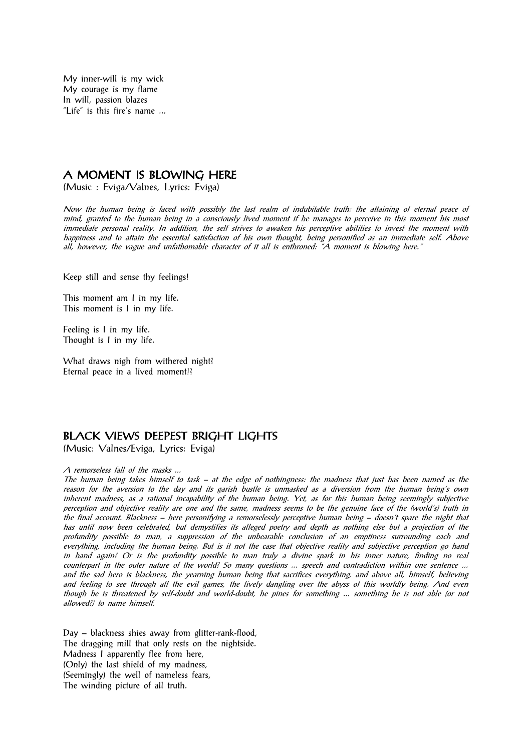My inner-will is my wick  
My courage is my flame  
In will, passion blazes  
"Life" is this fire's name ...

## A MOMENT IS BLOWING HERE

(Music : Eviga/Valnes, Lyrics: Eviga)

*Now the human being is faced with possibly the last realm of indubitable truth: the attaining of eternal peace of mind, granted to the human being in a consciously lived moment if he manages to perceive in this moment his most immediate personal reality. In addition, the self strives to awaken his perceptive abilities to invest the moment with happiness and to attain the essential satisfaction of his own thought, being personified as an immediate self. Above all, however, the vague and unfathomable character of it all is enthroned: "A moment is blowing here."*

Keep still and sense thy feelings!

This moment am I in my life.  
This moment is I in my life.

Feeling is I in my life.  
Thought is I in my life.

What draws nigh from withered night?  
Eternal peace in a lived moment!?

## BLACK VIEWS DEEPEST BRIGHT LIGHTS

(Music: Valnes/Eviga, Lyrics: Eviga)

*A remorseless fall of the masks ...*  
*The human being takes himself to task – at the edge of nothingness: the madness that just has been named as the reason for the aversion to the day and its garish bustle is unmasked as a diversion from the human being's own inherent madness, as a rational incapability of the human being. Yet, as for this human being seemingly subjective perception and objective reality are one and the same, madness seems to be the genuine face of the (world's) truth in the final account. Blackness – here personifying a remorselessly perceptive human being – doesn't spare the night that has until now been celebrated, but demystifies its alleged poetry and depth as nothing else but a projection of the profundity possible to man, a suppression of the unbearable conclusion of an emptiness surrounding each and everything, including the human being. But is it not the case that objective reality and subjective perception go hand in hand again? Or is the profundity possible to man truly a divine spark in his inner nature, finding no real counterpart in the outer nature of the world? So many questions ... speech and contradiction within one sentence ... and the sad hero is blackness, the yearning human being that sacrifices everything, and above all, himself, believing and feeling to see through all the evil games, the lively dangling over the abyss of this worldly being. And even though he is threatened by self-doubt and world-doubt, he pines for something ... something he is not able (or not allowed!) to name himself.*

Day – blackness shies away from glitter-rank-flood,  
The dragging mill that only rests on the nightside.  
Madness I apparently flee from here,  
(Only) the last shield of my madness,  
(Seemingly) the well of nameless fears,  
The winding picture of all truth.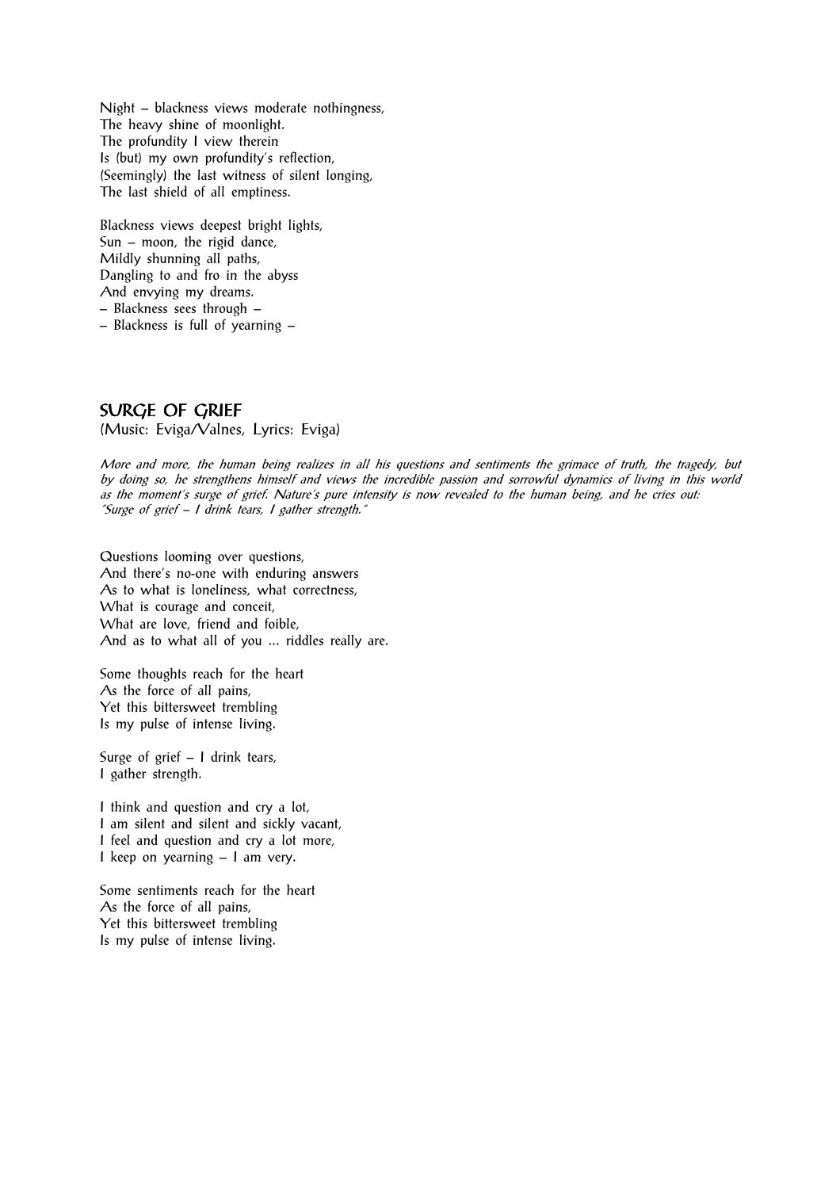Night – blackness views moderate nothingness,
The heavy shine of moonlight.
The profundity I view therein
Is (but) my own profundity's reflection,
(Seemingly) the last witness of silent longing,
The last shield of all emptiness.

Blackness views deepest bright lights,
Sun – moon, the rigid dance,
Mildly shunning all paths,
Dangling to and fro in the abyss
And envying my dreams.
– Blackness sees through –
– Blackness is full of yearning –

## SURGE OF GRIEF

(Music: Eviga/Valnes, Lyrics: Eviga)

*More and more, the human being realizes in all his questions and sentiments the grimace of truth, the tragedy, but by doing so, he strengthens himself and views the incredible passion and sorrowful dynamics of living in this world as the moment's surge of grief. Nature's pure intensity is now revealed to the human being, and he cries out: "Surge of grief – I drink tears, I gather strength."*

Questions looming over questions,
And there's no-one with enduring answers
As to what is loneliness, what correctness,
What is courage and conceit,
What are love, friend and foible,
And as to what all of you ... riddles really are.

Some thoughts reach for the heart
As the force of all pains,
Yet this bittersweet trembling
Is my pulse of intense living.

Surge of grief – I drink tears,
I gather strength.

I think and question and cry a lot,
I am silent and silent and sickly vacant,
I feel and question and cry a lot more,
I keep on yearning – I am very.

Some sentiments reach for the heart
As the force of all pains,
Yet this bittersweet trembling
Is my pulse of intense living.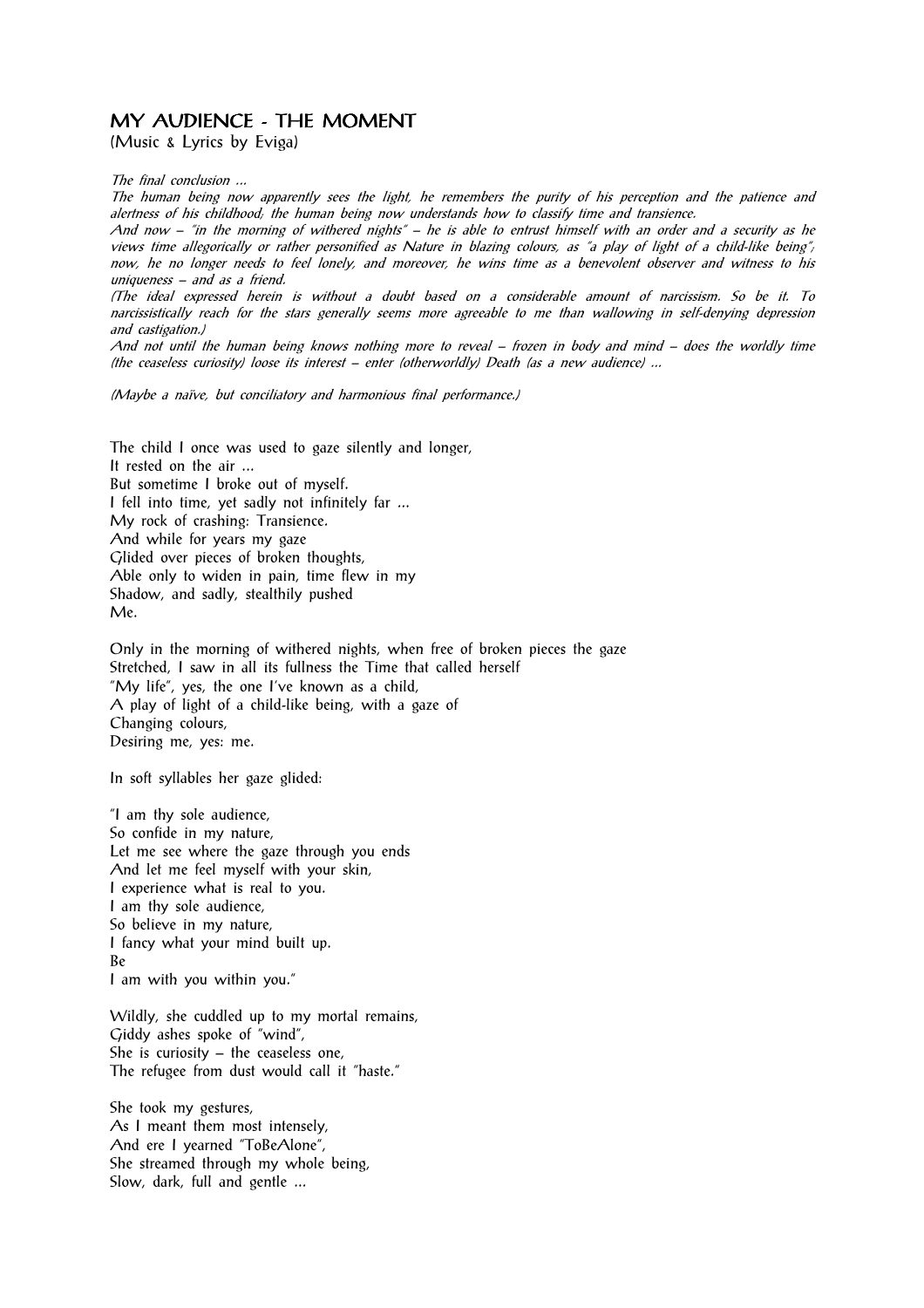## MY AUDIENCE - THE MOMENT

(Music & Lyrics by Eviga)

*The final conclusion ...*

*The human being now apparently sees the light, he remembers the purity of his perception and the patience and alertness of his childhood; the human being now understands how to classify time and transience.*

*And now – "in the morning of withered nights" – he is able to entrust himself with an order and a security as he views time allegorically or rather personified as Nature in blazing colours, as "a play of light of a child-like being"; now, he no longer needs to feel lonely, and moreover, he wins time as a benevolent observer and witness to his uniqueness – and as a friend.*

*(The ideal expressed herein is without a doubt based on a considerable amount of narcissism. So be it. To narcissistically reach for the stars generally seems more agreeable to me than wallowing in self-denying depression and castigation.)*

*And not until the human being knows nothing more to reveal – frozen in body and mind – does the worldly time (the ceaseless curiosity) loose its interest – enter (otherworldly) Death (as a new audience) ...*

*(Maybe a naïve, but conciliatory and harmonious final performance.)*

The child I once was used to gaze silently and longer,
It rested on the air ...
But sometime I broke out of myself.
I fell into time, yet sadly not infinitely far ...
My rock of crashing: Transience.
And while for years my gaze
Glided over pieces of broken thoughts,
Able only to widen in pain, time flew in my
Shadow, and sadly, stealthily pushed
Me.

Only in the morning of withered nights, when free of broken pieces the gaze
Stretched, I saw in all its fullness the Time that called herself
"My life", yes, the one I've known as a child,
A play of light of a child-like being, with a gaze of
Changing colours,
Desiring me, yes: me.

In soft syllables her gaze glided:

"I am thy sole audience,
So confide in my nature,
Let me see where the gaze through you ends
And let me feel myself with your skin,
I experience what is real to you.
I am thy sole audience,
So believe in my nature,
I fancy what your mind built up.
Be
I am with you within you."

Wildly, she cuddled up to my mortal remains,
Giddy ashes spoke of "wind",
She is curiosity – the ceaseless one,
The refugee from dust would call it "haste."

She took my gestures,
As I meant them most intensely,
And ere I yearned "ToBeAlone",
She streamed through my whole being,
Slow, dark, full and gentle ...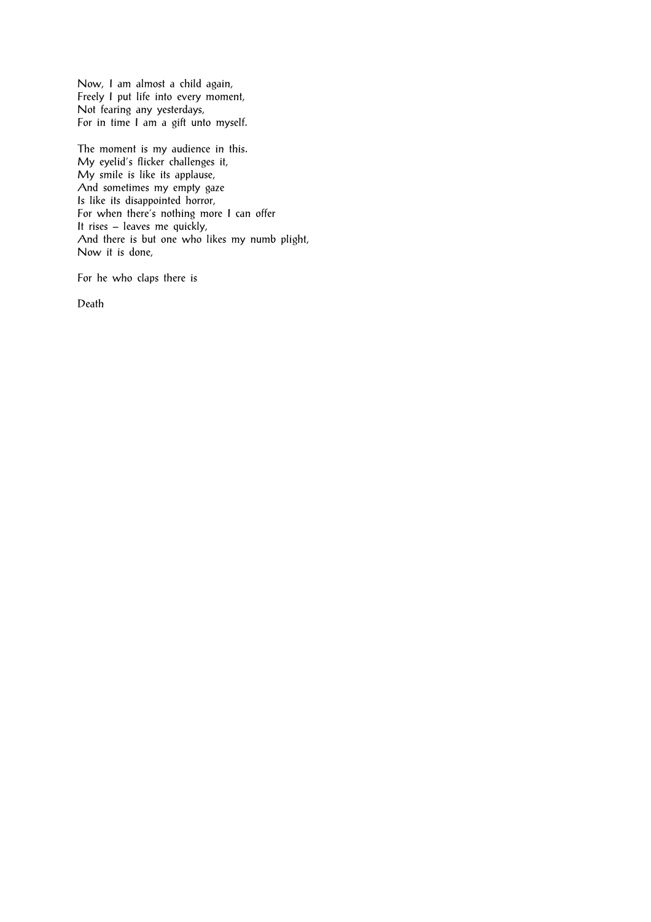Now, I am almost a child again,
Freely I put life into every moment,
Not fearing any yesterdays,
For in time I am a gift unto myself.

The moment is my audience in this.
My eyelid's flicker challenges it,
My smile is like its applause,
And sometimes my empty gaze
Is like its disappointed horror,
For when there's nothing more I can offer
It rises – leaves me quickly,
And there is but one who likes my numb plight,
Now it is done,

For he who claps there is

Death